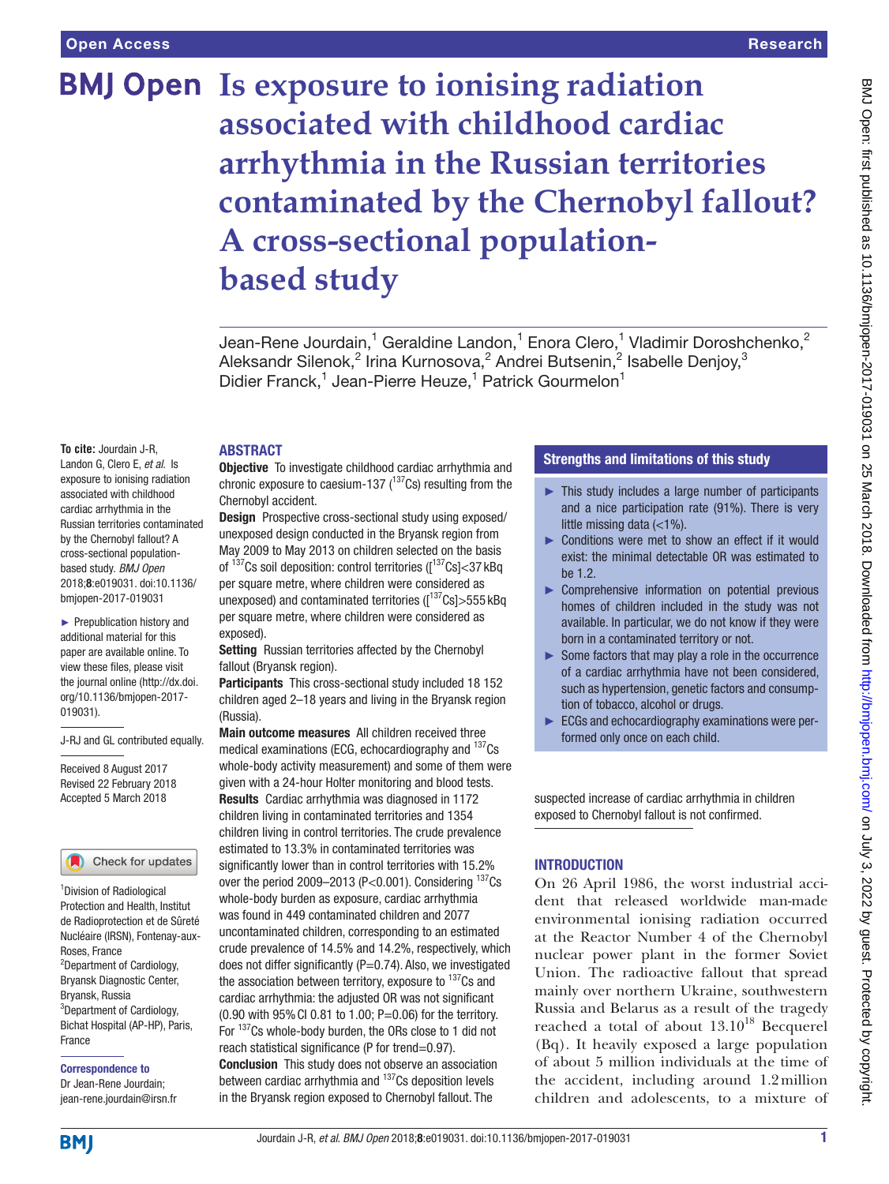# Is exposure to ionising radiation associated with childhood cardiac arrhythmia in the Russian territories contaminated by the Chernobyl fallout? A cross-sectional population-based study

Jean-Rene Jourdain,[1] Geraldine Landon,[1] Enora Clero,[1] Vladimir Doroshchenko,[2] Aleksandr Silenok,[2] Irina Kurnosova,[2] Andrei Butsenin,[2] Isabelle Denjoy,[3] Didier Franck,[1] Jean-Pierre Heuze,[1] Patrick Gourmelon[1]

**To cite:** Jourdain J-R, Landon G, Clero E, *et al.* Is exposure to ionising radiation associated with childhood cardiac arrhythmia in the Russian territories contaminated by the Chernobyl fallout? A cross-sectional population-based study. *BMJ Open* 2018;**8**:e019031. doi:10.1136/bmjopen-2017-019031

► Prepublication history and additional material for this paper are available online. To view these files, please visit the journal online (http://dx.doi.org/10.1136/bmjopen-2017-019031).

J-RJ and GL contributed equally.

Received 8 August 2017
Revised 22 February 2018
Accepted 5 March 2018

[1]Division of Radiological Protection and Health, Institut de Radioprotection et de Sûreté Nucléaire (IRSN), Fontenay-aux-Roses, France
[2]Department of Cardiology, Bryansk Diagnostic Center, Bryansk, Russia
[3]Department of Cardiology, Bichat Hospital (AP-HP), Paris, France

**Correspondence to**
Dr Jean-Rene Jourdain; jean-rene.jourdain@irsn.fr

## ABSTRACT

**Objective** To investigate childhood cardiac arrhythmia and chronic exposure to caesium-137 ($^{137}$Cs) resulting from the Chernobyl accident.

**Design** Prospective cross-sectional study using exposed/unexposed design conducted in the Bryansk region from May 2009 to May 2013 on children selected on the basis of $^{137}$Cs soil deposition: control territories ([$^{137}$Cs]<37 kBq per square metre, where children were considered as unexposed) and contaminated territories ([$^{137}$Cs]>555 kBq per square metre, where children were considered as exposed).

**Setting** Russian territories affected by the Chernobyl fallout (Bryansk region).

**Participants** This cross-sectional study included 18 152 children aged 2–18 years and living in the Bryansk region (Russia).

**Main outcome measures** All children received three medical examinations (ECG, echocardiography and $^{137}$Cs whole-body activity measurement) and some of them were given with a 24-hour Holter monitoring and blood tests.

**Results** Cardiac arrhythmia was diagnosed in 1172 children living in contaminated territories and 1354 children living in control territories. The crude prevalence estimated to 13.3% in contaminated territories was significantly lower than in control territories with 15.2% over the period 2009–2013 (P<0.001). Considering $^{137}$Cs whole-body burden as exposure, cardiac arrhythmia was found in 449 contaminated children and 2077 uncontaminated children, corresponding to an estimated crude prevalence of 14.5% and 14.2%, respectively, which does not differ significantly (P=0.74). Also, we investigated the association between territory, exposure to $^{137}$Cs and cardiac arrhythmia: the adjusted OR was not significant (0.90 with 95% CI 0.81 to 1.00; P=0.06) for the territory. For $^{137}$Cs whole-body burden, the ORs close to 1 did not reach statistical significance (P for trend=0.97).

**Conclusion** This study does not observe an association between cardiac arrhythmia and $^{137}$Cs deposition levels in the Bryansk region exposed to Chernobyl fallout. The suspected increase of cardiac arrhythmia in children exposed to Chernobyl fallout is not confirmed.

## Strengths and limitations of this study

- ► This study includes a large number of participants and a nice participation rate (91%). There is very little missing data (<1%).
- ► Conditions were met to show an effect if it would exist: the minimal detectable OR was estimated to be 1.2.
- ► Comprehensive information on potential previous homes of children included in the study was not available. In particular, we do not know if they were born in a contaminated territory or not.
- ► Some factors that may play a role in the occurrence of a cardiac arrhythmia have not been considered, such as hypertension, genetic factors and consumption of tobacco, alcohol or drugs.
- ► ECGs and echocardiography examinations were performed only once on each child.

## INTRODUCTION

On 26 April 1986, the worst industrial accident that released worldwide man-made environmental ionising radiation occurred at the Reactor Number 4 of the Chernobyl nuclear power plant in the former Soviet Union. The radioactive fallout that spread mainly over northern Ukraine, southwestern Russia and Belarus as a result of the tragedy reached a total of about $13.10^{18}$ Becquerel (Bq). It heavily exposed a large population of about 5 million individuals at the time of the accident, including around 1.2 million children and adolescents, to a mixture of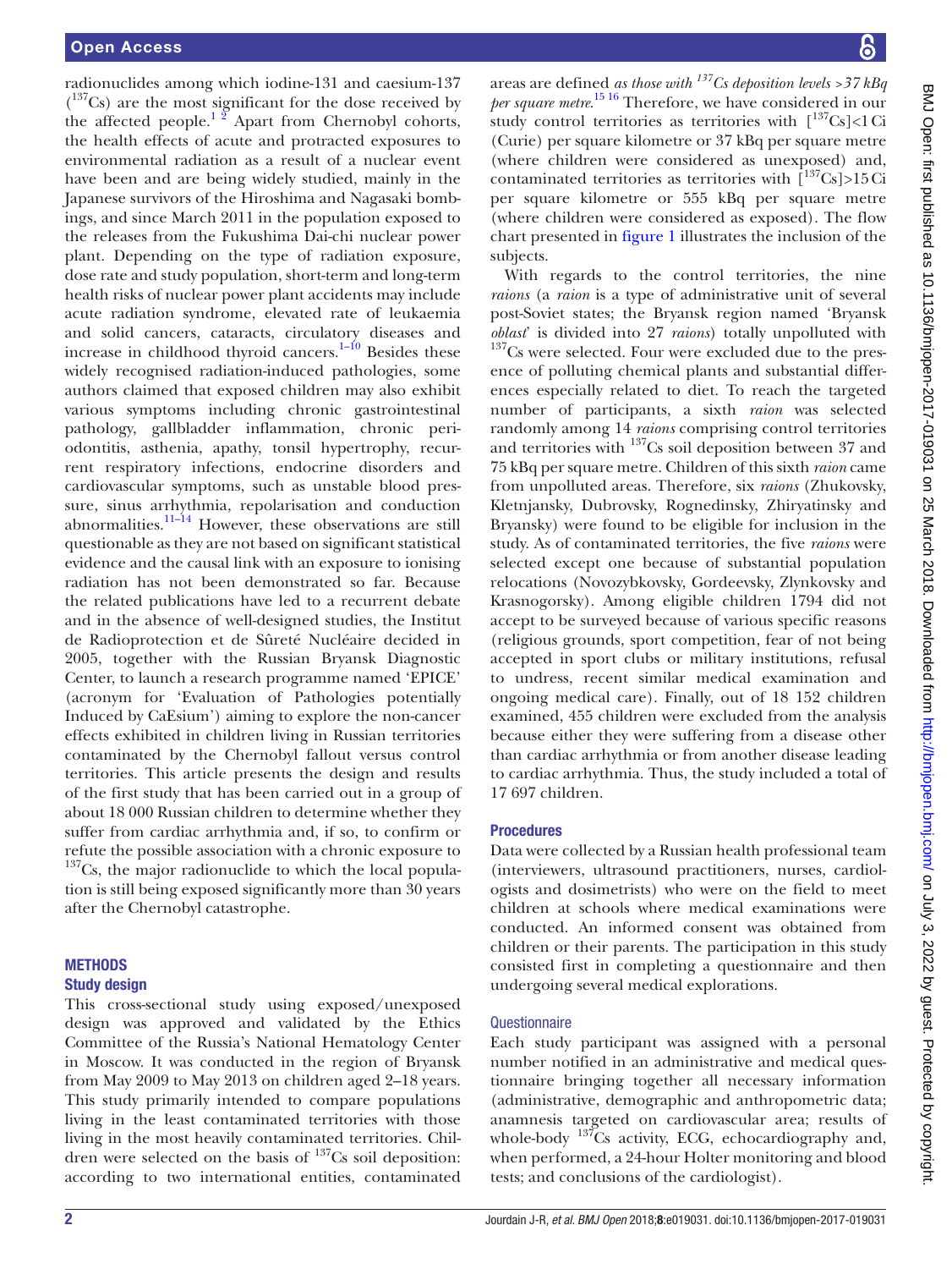radionuclides among which iodine-131 and caesium-137 ($^{137}$Cs) are the most significant for the dose received by the affected people.[1 2] Apart from Chernobyl cohorts, the health effects of acute and protracted exposures to environmental radiation as a result of a nuclear event have been and are being widely studied, mainly in the Japanese survivors of the Hiroshima and Nagasaki bombings, and since March 2011 in the population exposed to the releases from the Fukushima Dai-chi nuclear power plant. Depending on the type of radiation exposure, dose rate and study population, short-term and long-term health risks of nuclear power plant accidents may include acute radiation syndrome, elevated rate of leukaemia and solid cancers, cataracts, circulatory diseases and increase in childhood thyroid cancers.[1–10] Besides these widely recognised radiation-induced pathologies, some authors claimed that exposed children may also exhibit various symptoms including chronic gastrointestinal pathology, gallbladder inflammation, chronic periodontitis, asthenia, apathy, tonsil hypertrophy, recurrent respiratory infections, endocrine disorders and cardiovascular symptoms, such as unstable blood pressure, sinus arrhythmia, repolarisation and conduction abnormalities.[11–14] However, these observations are still questionable as they are not based on significant statistical evidence and the causal link with an exposure to ionising radiation has not been demonstrated so far. Because the related publications have led to a recurrent debate and in the absence of well-designed studies, the Institut de Radioprotection et de Sûreté Nucléaire decided in 2005, together with the Russian Bryansk Diagnostic Center, to launch a research programme named 'EPICE' (acronym for 'Evaluation of Pathologies potentially Induced by CaEsium') aiming to explore the non-cancer effects exhibited in children living in Russian territories contaminated by the Chernobyl fallout versus control territories. This article presents the design and results of the first study that has been carried out in a group of about 18 000 Russian children to determine whether they suffer from cardiac arrhythmia and, if so, to confirm or refute the possible association with a chronic exposure to $^{137}$Cs, the major radionuclide to which the local population is still being exposed significantly more than 30 years after the Chernobyl catastrophe.

## METHODS

### Study design

This cross-sectional study using exposed/unexposed design was approved and validated by the Ethics Committee of the Russia's National Hematology Center in Moscow. It was conducted in the region of Bryansk from May 2009 to May 2013 on children aged 2–18 years. This study primarily intended to compare populations living in the least contaminated territories with those living in the most heavily contaminated territories. Children were selected on the basis of $^{137}$Cs soil deposition: according to two international entities, contaminated areas are defined *as those with $^{137}$Cs deposition levels >37 kBq per square metre*.[15 16] Therefore, we have considered in our study control territories as territories with [$^{137}$Cs]<1 Ci (Curie) per square kilometre or 37 kBq per square metre (where children were considered as unexposed) and, contaminated territories as territories with [$^{137}$Cs]>15 Ci per square kilometre or 555 kBq per square metre (where children were considered as exposed). The flow chart presented in figure 1 illustrates the inclusion of the subjects.

With regards to the control territories, the nine *raions* (a *raion* is a type of administrative unit of several post-Soviet states; the Bryansk region named 'Bryansk *oblast*' is divided into 27 *raions*) totally unpolluted with $^{137}$Cs were selected. Four were excluded due to the presence of polluting chemical plants and substantial differences especially related to diet. To reach the targeted number of participants, a sixth *raion* was selected randomly among 14 *raions* comprising control territories and territories with $^{137}$Cs soil deposition between 37 and 75 kBq per square metre. Children of this sixth *raion* came from unpolluted areas. Therefore, six *raions* (Zhukovsky, Kletnjansky, Dubrovsky, Rognedinsky, Zhiryatinsky and Bryansky) were found to be eligible for inclusion in the study. As of contaminated territories, the five *raions* were selected except one because of substantial population relocations (Novozybkovsky, Gordeevsky, Zlynkovsky and Krasnogorsky). Among eligible children 1794 did not accept to be surveyed because of various specific reasons (religious grounds, sport competition, fear of not being accepted in sport clubs or military institutions, refusal to undress, recent similar medical examination and ongoing medical care). Finally, out of 18 152 children examined, 455 children were excluded from the analysis because either they were suffering from a disease other than cardiac arrhythmia or from another disease leading to cardiac arrhythmia. Thus, the study included a total of 17 697 children.

### Procedures

Data were collected by a Russian health professional team (interviewers, ultrasound practitioners, nurses, cardiologists and dosimetrists) who were on the field to meet children at schools where medical examinations were conducted. An informed consent was obtained from children or their parents. The participation in this study consisted first in completing a questionnaire and then undergoing several medical explorations.

#### Questionnaire

Each study participant was assigned with a personal number notified in an administrative and medical questionnaire bringing together all necessary information (administrative, demographic and anthropometric data; anamnesis targeted on cardiovascular area; results of whole-body $^{137}$Cs activity, ECG, echocardiography and, when performed, a 24-hour Holter monitoring and blood tests; and conclusions of the cardiologist).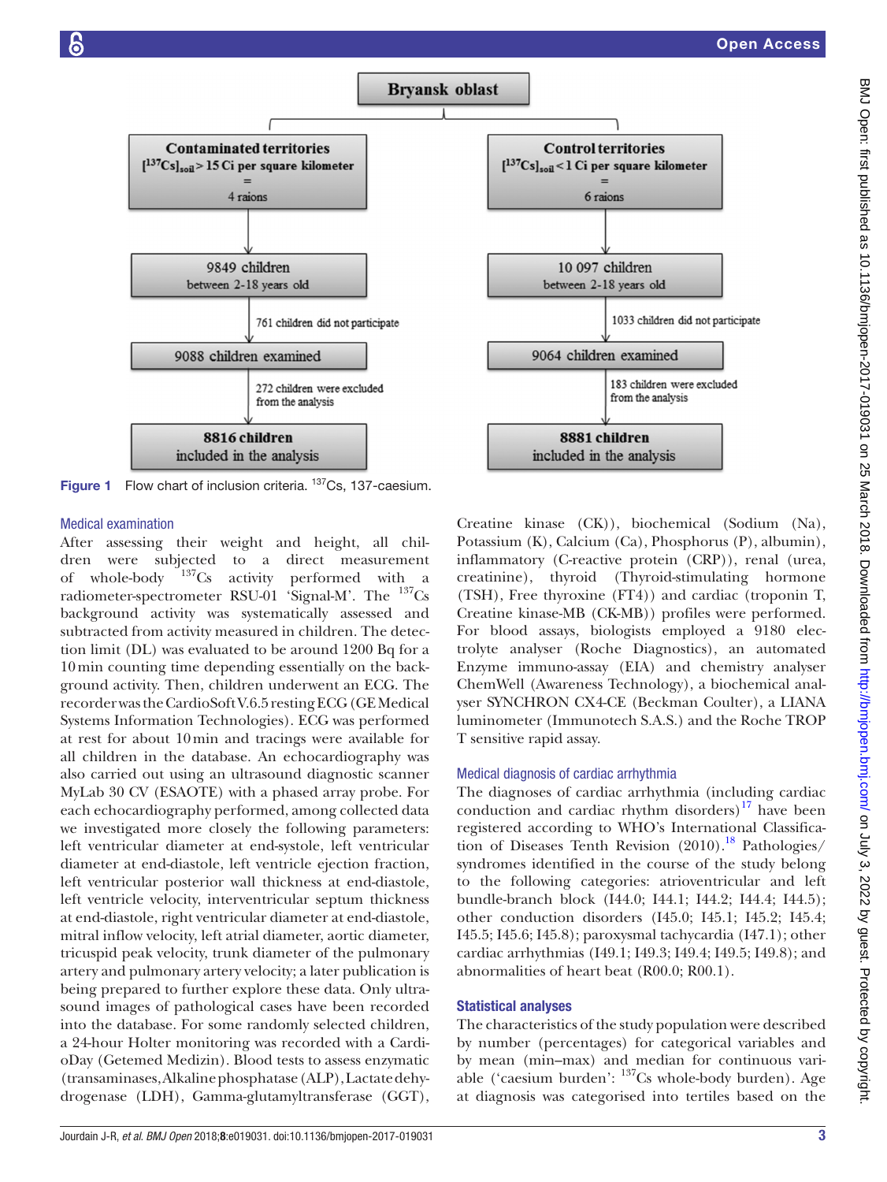Bryansk oblast

| Contaminated territories $[^{137}Cs]_{soil} > 15$ Ci per square kilometer = 4 raions | Control territories $[^{137}Cs]_{soil} < 1$ Ci per square kilometer = 6 raions |
|---|---|
| 9849 children between 2-18 years old | 10 097 children between 2-18 years old |
| 761 children did not participate | 1033 children did not participate |
| 9088 children examined | 9064 children examined |
| 272 children were excluded from the analysis | 183 children were excluded from the analysis |
| 8816 children included in the analysis | 8881 children included in the analysis |

**Figure 1** Flow chart of inclusion criteria. $^{137}$Cs, 137-caesium.

### Medical examination

After assessing their weight and height, all children were subjected to a direct measurement of whole-body $^{137}$Cs activity performed with a radiometer-spectrometer RSU-01 'Signal-M'. The $^{137}$Cs background activity was systematically assessed and subtracted from activity measured in children. The detection limit (DL) was evaluated to be around 1200 Bq for a 10 min counting time depending essentially on the background activity. Then, children underwent an ECG. The recorder was the CardioSoft V.6.5 resting ECG (GE Medical Systems Information Technologies). ECG was performed at rest for about 10 min and tracings were available for all children in the database. An echocardiography was also carried out using an ultrasound diagnostic scanner MyLab 30 CV (ESAOTE) with a phased array probe. For each echocardiography performed, among collected data we investigated more closely the following parameters: left ventricular diameter at end-systole, left ventricular diameter at end-diastole, left ventricle ejection fraction, left ventricular posterior wall thickness at end-diastole, left ventricle velocity, interventricular septum thickness at end-diastole, right ventricular diameter at end-diastole, mitral inflow velocity, left atrial diameter, aortic diameter, tricuspid peak velocity, trunk diameter of the pulmonary artery and pulmonary artery velocity; a later publication is being prepared to further explore these data. Only ultrasound images of pathological cases have been recorded into the database. For some randomly selected children, a 24-hour Holter monitoring was recorded with a CardioDay (Getemed Medizin). Blood tests to assess enzymatic (transaminases, Alkaline phosphatase (ALP), Lactate dehydrogenase (LDH), Gamma-glutamyltransferase (GGT), Creatine kinase (CK)), biochemical (Sodium (Na), Potassium (K), Calcium (Ca), Phosphorus (P), albumin), inflammatory (C-reactive protein (CRP)), renal (urea, creatinine), thyroid (Thyroid-stimulating hormone (TSH), Free thyroxine (FT4)) and cardiac (troponin T, Creatine kinase-MB (CK-MB)) profiles were performed. For blood assays, biologists employed a 9180 electrolyte analyser (Roche Diagnostics), an automated Enzyme immuno-assay (EIA) and chemistry analyser ChemWell (Awareness Technology), a biochemical analyser SYNCHRON CX4-CE (Beckman Coulter), a LIANA luminometer (Immunotech S.A.S.) and the Roche TROP T sensitive rapid assay.

### Medical diagnosis of cardiac arrhythmia

The diagnoses of cardiac arrhythmia (including cardiac conduction and cardiac rhythm disorders)[17] have been registered according to WHO's International Classification of Diseases Tenth Revision (2010).[18] Pathologies/syndromes identified in the course of the study belong to the following categories: atrioventricular and left bundle-branch block (I44.0; I44.1; I44.2; I44.4; I44.5); other conduction disorders (I45.0; I45.1; I45.2; I45.4; I45.5; I45.6; I45.8); paroxysmal tachycardia (I47.1); other cardiac arrhythmias (I49.1; I49.3; I49.4; I49.5; I49.8); and abnormalities of heart beat (R00.0; R00.1).

### Statistical analyses

The characteristics of the study population were described by number (percentages) for categorical variables and by mean (min–max) and median for continuous variable ('caesium burden': $^{137}$Cs whole-body burden). Age at diagnosis was categorised into tertiles based on the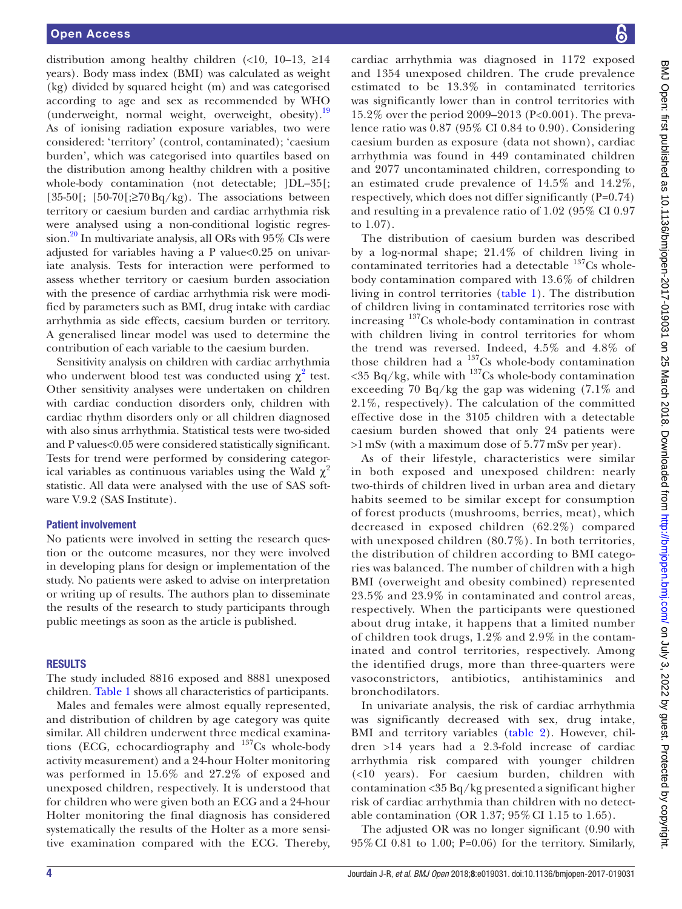distribution among healthy children (<10, 10–13, ≥14 years). Body mass index (BMI) was calculated as weight (kg) divided by squared height (m) and was categorised according to age and sex as recommended by WHO (underweight, normal weight, overweight, obesity).[19] As of ionising radiation exposure variables, two were considered: 'territory' (control, contaminated); 'caesium burden', which was categorised into quartiles based on the distribution among healthy children with a positive whole-body contamination (not detectable; ]DL–35[; [35-50[; [50-70[;≥70 Bq/kg). The associations between territory or caesium burden and cardiac arrhythmia risk were analysed using a non-conditional logistic regression.[20] In multivariate analysis, all ORs with 95% CIs were adjusted for variables having a P value<0.25 on univariate analysis. Tests for interaction were performed to assess whether territory or caesium burden association with the presence of cardiac arrhythmia risk were modified by parameters such as BMI, drug intake with cardiac arrhythmia as side effects, caesium burden or territory. A generalised linear model was used to determine the contribution of each variable to the caesium burden.

Sensitivity analysis on children with cardiac arrhythmia who underwent blood test was conducted using $\chi^2$ test. Other sensitivity analyses were undertaken on children with cardiac conduction disorders only, children with cardiac rhythm disorders only or all children diagnosed with also sinus arrhythmia. Statistical tests were two-sided and P values<0.05 were considered statistically significant. Tests for trend were performed by considering categorical variables as continuous variables using the Wald $\chi^2$ statistic. All data were analysed with the use of SAS software V.9.2 (SAS Institute).

### Patient involvement

No patients were involved in setting the research question or the outcome measures, nor they were involved in developing plans for design or implementation of the study. No patients were asked to advise on interpretation or writing up of results. The authors plan to disseminate the results of the research to study participants through public meetings as soon as the article is published.

## RESULTS

The study included 8816 exposed and 8881 unexposed children. Table 1 shows all characteristics of participants.

Males and females were almost equally represented, and distribution of children by age category was quite similar. All children underwent three medical examinations (ECG, echocardiography and $^{137}Cs$ whole-body activity measurement) and a 24-hour Holter monitoring was performed in 15.6% and 27.2% of exposed and unexposed children, respectively. It is understood that for children who were given both an ECG and a 24-hour Holter monitoring the final diagnosis has considered systematically the results of the Holter as a more sensitive examination compared with the ECG. Thereby, cardiac arrhythmia was diagnosed in 1172 exposed and 1354 unexposed children. The crude prevalence estimated to be 13.3% in contaminated territories was significantly lower than in control territories with 15.2% over the period 2009–2013 (P<0.001). The prevalence ratio was 0.87 (95% CI 0.84 to 0.90). Considering caesium burden as exposure (data not shown), cardiac arrhythmia was found in 449 contaminated children and 2077 uncontaminated children, corresponding to an estimated crude prevalence of 14.5% and 14.2%, respectively, which does not differ significantly (P=0.74) and resulting in a prevalence ratio of 1.02 (95% CI 0.97 to 1.07).

The distribution of caesium burden was described by a log-normal shape; 21.4% of children living in contaminated territories had a detectable $^{137}Cs$ whole-body contamination compared with 13.6% of children living in control territories (table 1). The distribution of children living in contaminated territories rose with increasing $^{137}Cs$ whole-body contamination in contrast with children living in control territories for whom the trend was reversed. Indeed, 4.5% and 4.8% of those children had a $^{137}Cs$ whole-body contamination <35 Bq/kg, while with $^{137}Cs$ whole-body contamination exceeding 70 Bq/kg the gap was widening (7.1% and 2.1%, respectively). The calculation of the committed effective dose in the 3105 children with a detectable caesium burden showed that only 24 patients were >1 mSv (with a maximum dose of 5.77 mSv per year).

As of their lifestyle, characteristics were similar in both exposed and unexposed children: nearly two-thirds of children lived in urban area and dietary habits seemed to be similar except for consumption of forest products (mushrooms, berries, meat), which decreased in exposed children (62.2%) compared with unexposed children (80.7%). In both territories, the distribution of children according to BMI categories was balanced. The number of children with a high BMI (overweight and obesity combined) represented 23.5% and 23.9% in contaminated and control areas, respectively. When the participants were questioned about drug intake, it happens that a limited number of children took drugs, 1.2% and 2.9% in the contaminated and control territories, respectively. Among the identified drugs, more than three-quarters were vasoconstrictors, antibiotics, antihistaminics and bronchodilators.

In univariate analysis, the risk of cardiac arrhythmia was significantly decreased with sex, drug intake, BMI and territory variables (table 2). However, children >14 years had a 2.3-fold increase of cardiac arrhythmia risk compared with younger children (<10 years). For caesium burden, children with contamination <35 Bq/kg presented a significant higher risk of cardiac arrhythmia than children with no detectable contamination (OR 1.37; 95% CI 1.15 to 1.65).

The adjusted OR was no longer significant (0.90 with 95% CI 0.81 to 1.00; P=0.06) for the territory. Similarly,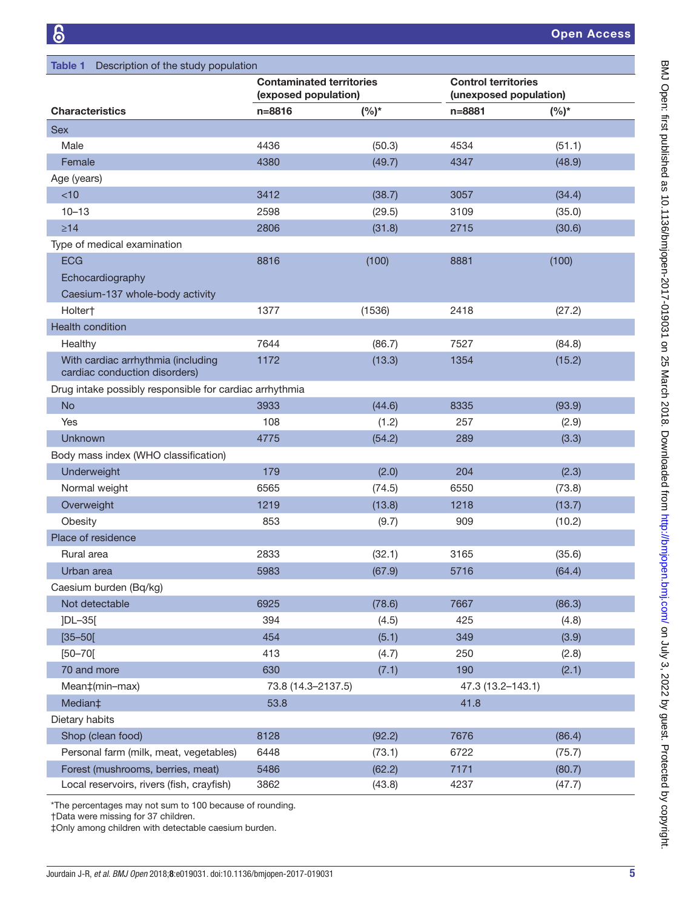**Table 1** Description of the study population

| Characteristics | Contaminated territories (exposed population) | | Control territories (unexposed population) | |
|---|---|---|---|---|
| | n=8816 | (%)* | n=8881 | (%)* |
| **Sex** | | | | |
| Male | 4436 | (50.3) | 4534 | (51.1) |
| Female | 4380 | (49.7) | 4347 | (48.9) |
| **Age (years)** | | | | |
| <10 | 3412 | (38.7) | 3057 | (34.4) |
| 10–13 | 2598 | (29.5) | 3109 | (35.0) |
| ≥14 | 2806 | (31.8) | 2715 | (30.6) |
| **Type of medical examination** | | | | |
| ECG<br>Echocardiography<br>Caesium-137 whole-body activity | 8816 | (100) | 8881 | (100) |
| Holter† | 1377 | (1536) | 2418 | (27.2) |
| **Health condition** | | | | |
| Healthy | 7644 | (86.7) | 7527 | (84.8) |
| With cardiac arrhythmia (including cardiac conduction disorders) | 1172 | (13.3) | 1354 | (15.2) |
| **Drug intake possibly responsible for cardiac arrhythmia** | | | | |
| No | 3933 | (44.6) | 8335 | (93.9) |
| Yes | 108 | (1.2) | 257 | (2.9) |
| Unknown | 4775 | (54.2) | 289 | (3.3) |
| **Body mass index (WHO classification)** | | | | |
| Underweight | 179 | (2.0) | 204 | (2.3) |
| Normal weight | 6565 | (74.5) | 6550 | (73.8) |
| Overweight | 1219 | (13.8) | 1218 | (13.7) |
| Obesity | 853 | (9.7) | 909 | (10.2) |
| **Place of residence** | | | | |
| Rural area | 2833 | (32.1) | 3165 | (35.6) |
| Urban area | 5983 | (67.9) | 5716 | (64.4) |
| **Caesium burden (Bq/kg)** | | | | |
| Not detectable | 6925 | (78.6) | 7667 | (86.3) |
| ]DL–35[ | 394 | (4.5) | 425 | (4.8) |
| [35–50[ | 454 | (5.1) | 349 | (3.9) |
| [50–70[ | 413 | (4.7) | 250 | (2.8) |
| 70 and more | 630 | (7.1) | 190 | (2.1) |
| Mean‡(min–max) | 73.8 (14.3–2137.5) | | 47.3 (13.2–143.1) | |
| Median‡ | 53.8 | | 41.8 | |
| **Dietary habits** | | | | |
| Shop (clean food) | 8128 | (92.2) | 7676 | (86.4) |
| Personal farm (milk, meat, vegetables) | 6448 | (73.1) | 6722 | (75.7) |
| Forest (mushrooms, berries, meat) | 5486 | (62.2) | 7171 | (80.7) |
| Local reservoirs, rivers (fish, crayfish) | 3862 | (43.8) | 4237 | (47.7) |

*The percentages may not sum to 100 because of rounding.
†Data were missing for 37 children.
‡Only among children with detectable caesium burden.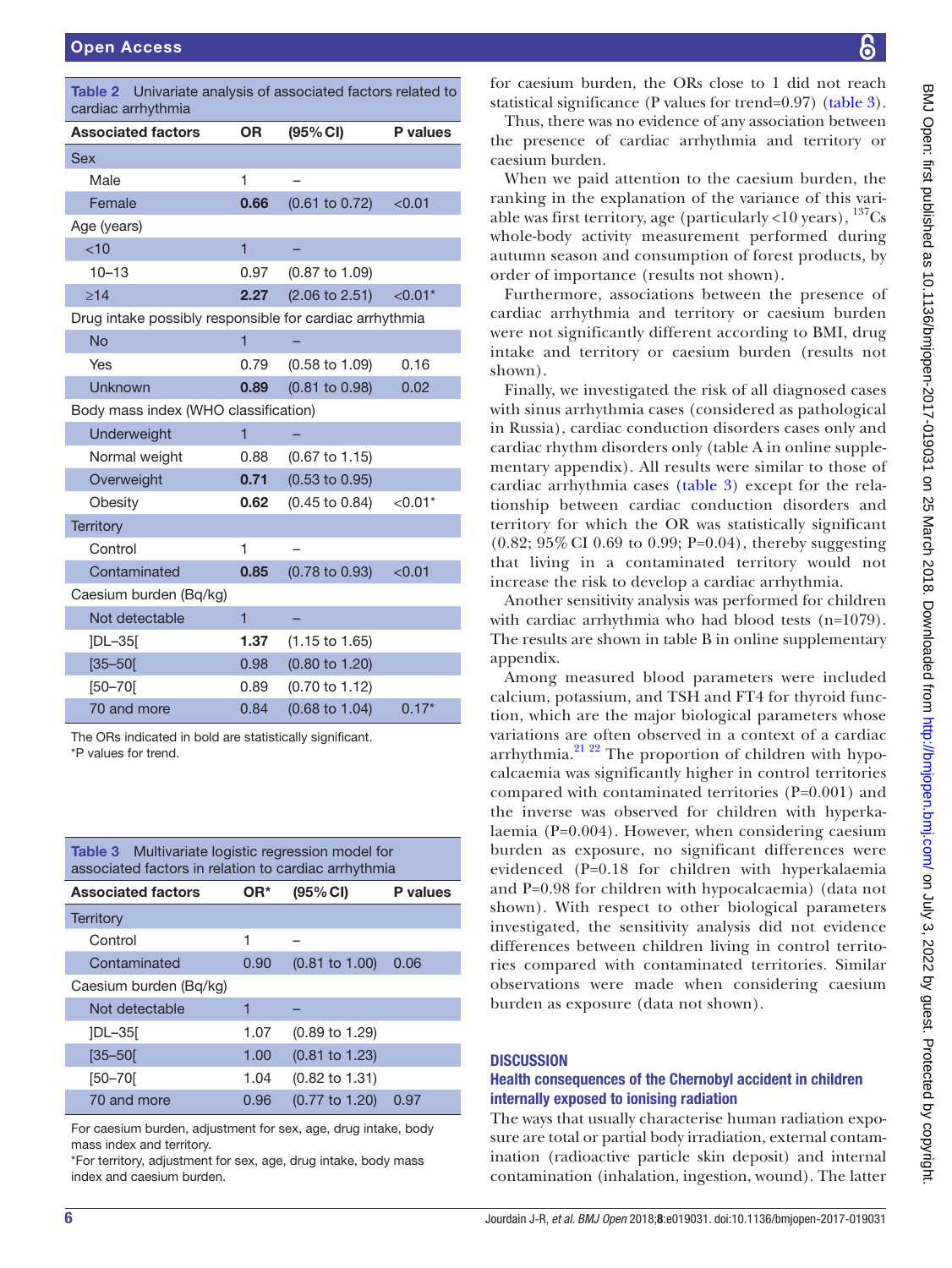**Table 2** Univariate analysis of associated factors related to cardiac arrhythmia

| Associated factors | OR | (95% CI) | P values |
|---|---|---|---|
| Sex | | | |
| Male | 1 | – | |
| Female | **0.66** | (0.61 to 0.72) | <0.01 |
| Age (years) | | | |
| <10 | 1 | – | |
| 10–13 | 0.97 | (0.87 to 1.09) | |
| ≥14 | **2.27** | (2.06 to 2.51) | <0.01* |
| Drug intake possibly responsible for cardiac arrhythmia | | | |
| No | 1 | – | |
| Yes | 0.79 | (0.58 to 1.09) | 0.16 |
| Unknown | **0.89** | (0.81 to 0.98) | 0.02 |
| Body mass index (WHO classification) | | | |
| Underweight | 1 | – | |
| Normal weight | 0.88 | (0.67 to 1.15) | |
| Overweight | **0.71** | (0.53 to 0.95) | |
| Obesity | **0.62** | (0.45 to 0.84) | <0.01* |
| Territory | | | |
| Control | 1 | – | |
| Contaminated | **0.85** | (0.78 to 0.93) | <0.01 |
| Caesium burden (Bq/kg) | | | |
| Not detectable | 1 | – | |
| ]DL–35[ | **1.37** | (1.15 to 1.65) | |
| [35–50[ | 0.98 | (0.80 to 1.20) | |
| [50–70[ | 0.89 | (0.70 to 1.12) | |
| 70 and more | 0.84 | (0.68 to 1.04) | 0.17* |

The ORs indicated in bold are statistically significant.
*P values for trend.

**Table 3** Multivariate logistic regression model for associated factors in relation to cardiac arrhythmia

| Associated factors | OR* | (95% CI) | P values |
|---|---|---|---|
| Territory | | | |
| Control | 1 | – | |
| Contaminated | 0.90 | (0.81 to 1.00) | 0.06 |
| Caesium burden (Bq/kg) | | | |
| Not detectable | 1 | – | |
| ]DL–35[ | 1.07 | (0.89 to 1.29) | |
| [35–50[ | 1.00 | (0.81 to 1.23) | |
| [50–70[ | 1.04 | (0.82 to 1.31) | |
| 70 and more | 0.96 | (0.77 to 1.20) | 0.97 |

For caesium burden, adjustment for sex, age, drug intake, body mass index and territory.
*For territory, adjustment for sex, age, drug intake, body mass index and caesium burden.

for caesium burden, the ORs close to 1 did not reach statistical significance (P values for trend=0.97) (table 3).

Thus, there was no evidence of any association between the presence of cardiac arrhythmia and territory or caesium burden.

When we paid attention to the caesium burden, the ranking in the explanation of the variance of this variable was first territory, age (particularly <10 years), $^{137}Cs$ whole-body activity measurement performed during autumn season and consumption of forest products, by order of importance (results not shown).

Furthermore, associations between the presence of cardiac arrhythmia and territory or caesium burden were not significantly different according to BMI, drug intake and territory or caesium burden (results not shown).

Finally, we investigated the risk of all diagnosed cases with sinus arrhythmia cases (considered as pathological in Russia), cardiac conduction disorders cases only and cardiac rhythm disorders only (table A in online supplementary appendix). All results were similar to those of cardiac arrhythmia cases (table 3) except for the relationship between cardiac conduction disorders and territory for which the OR was statistically significant (0.82; 95% CI 0.69 to 0.99; P=0.04), thereby suggesting that living in a contaminated territory would not increase the risk to develop a cardiac arrhythmia.

Another sensitivity analysis was performed for children with cardiac arrhythmia who had blood tests (n=1079). The results are shown in table B in online supplementary appendix.

Among measured blood parameters were included calcium, potassium, and TSH and FT4 for thyroid function, which are the major biological parameters whose variations are often observed in a context of a cardiac arrhythmia.[21 22] The proportion of children with hypocalcaemia was significantly higher in control territories compared with contaminated territories (P=0.001) and the inverse was observed for children with hyperkalaemia (P=0.004). However, when considering caesium burden as exposure, no significant differences were evidenced (P=0.18 for children with hyperkalaemia and P=0.98 for children with hypocalcaemia) (data not shown). With respect to other biological parameters investigated, the sensitivity analysis did not evidence differences between children living in control territories compared with contaminated territories. Similar observations were made when considering caesium burden as exposure (data not shown).

## DISCUSSION

### Health consequences of the Chernobyl accident in children internally exposed to ionising radiation

The ways that usually characterise human radiation exposure are total or partial body irradiation, external contamination (radioactive particle skin deposit) and internal contamination (inhalation, ingestion, wound). The latter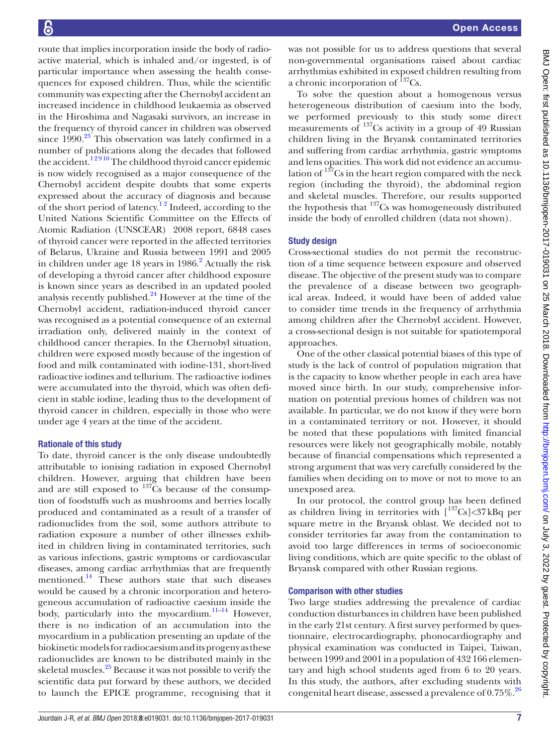route that implies incorporation inside the body of radioactive material, which is inhaled and/or ingested, is of particular importance when assessing the health consequences for exposed children. Thus, while the scientific community was expecting after the Chernobyl accident an increased incidence in childhood leukaemia as observed in the Hiroshima and Nagasaki survivors, an increase in the frequency of thyroid cancer in children was observed since 1990.[23] This observation was lately confirmed in a number of publications along the decades that followed the accident.[1 2 9 10] The childhood thyroid cancer epidemic is now widely recognised as a major consequence of the Chernobyl accident despite doubts that some experts expressed about the accuracy of diagnosis and because of the short period of latency.[1 2] Indeed, according to the United Nations Scientific Committee on the Effects of Atomic Radiation (UNSCEAR) 2008 report, 6848 cases of thyroid cancer were reported in the affected territories of Belarus, Ukraine and Russia between 1991 and 2005 in children under age 18 years in 1986.[2] Actually the risk of developing a thyroid cancer after childhood exposure is known since years as described in an updated pooled analysis recently published.[24] However at the time of the Chernobyl accident, radiation-induced thyroid cancer was recognised as a potential consequence of an external irradiation only, delivered mainly in the context of childhood cancer therapies. In the Chernobyl situation, children were exposed mostly because of the ingestion of food and milk contaminated with iodine-131, short-lived radioactive iodines and tellurium. The radioactive iodines were accumulated into the thyroid, which was often deficient in stable iodine, leading thus to the development of thyroid cancer in children, especially in those who were under age 4 years at the time of the accident.

## Rationale of this study

To date, thyroid cancer is the only disease undoubtedly attributable to ionising radiation in exposed Chernobyl children. However, arguing that children have been and are still exposed to $^{137}$Cs because of the consumption of foodstuffs such as mushrooms and berries locally produced and contaminated as a result of a transfer of radionuclides from the soil, some authors attribute to radiation exposure a number of other illnesses exhibited in children living in contaminated territories, such as various infections, gastric symptoms or cardiovascular diseases, among cardiac arrhythmias that are frequently mentioned.[14] These authors state that such diseases would be caused by a chronic incorporation and heterogeneous accumulation of radioactive caesium inside the body, particularly into the myocardium.[11–14] However, there is no indication of an accumulation into the myocardium in a publication presenting an update of the biokinetic models for radiocaesium and its progeny as these radionuclides are known to be distributed mainly in the skeletal muscles.[25] Because it was not possible to verify the scientific data put forward by these authors, we decided to launch the EPICE programme, recognising that it was not possible for us to address questions that several non-governmental organisations raised about cardiac arrhythmias exhibited in exposed children resulting from a chronic incorporation of $^{137}$Cs.

To solve the question about a homogenous versus heterogeneous distribution of caesium into the body, we performed previously to this study some direct measurements of $^{137}$Cs activity in a group of 49 Russian children living in the Bryansk contaminated territories and suffering from cardiac arrhythmia, gastric symptoms and lens opacities. This work did not evidence an accumulation of $^{137}$Cs in the heart region compared with the neck region (including the thyroid), the abdominal region and skeletal muscles. Therefore, our results supported the hypothesis that $^{137}$Cs was homogeneously distributed inside the body of enrolled children (data not shown).

## Study design

Cross-sectional studies do not permit the reconstruction of a time sequence between exposure and observed disease. The objective of the present study was to compare the prevalence of a disease between two geographical areas. Indeed, it would have been of added value to consider time trends in the frequency of arrhythmia among children after the Chernobyl accident. However, a cross-sectional design is not suitable for spatiotemporal approaches.

One of the other classical potential biases of this type of study is the lack of control of population migration that is the capacity to know whether people in each area have moved since birth. In our study, comprehensive information on potential previous homes of children was not available. In particular, we do not know if they were born in a contaminated territory or not. However, it should be noted that these populations with limited financial resources were likely not geographically mobile, notably because of financial compensations which represented a strong argument that was very carefully considered by the families when deciding on to move or not to move to an unexposed area.

In our protocol, the control group has been defined as children living in territories with [$^{137}$Cs]<37 kBq per square metre in the Bryansk oblast. We decided not to consider territories far away from the contamination to avoid too large differences in terms of socioeconomic living conditions, which are quite specific to the oblast of Bryansk compared with other Russian regions.

## Comparison with other studies

Two large studies addressing the prevalence of cardiac conduction disturbances in children have been published in the early 21st century. A first survey performed by questionnaire, electrocardiography, phonocardiography and physical examination was conducted in Taipei, Taiwan, between 1999 and 2001 in a population of 432 166 elementary and high school students aged from 6 to 20 years. In this study, the authors, after excluding students with congenital heart disease, assessed a prevalence of 0.75%.[26]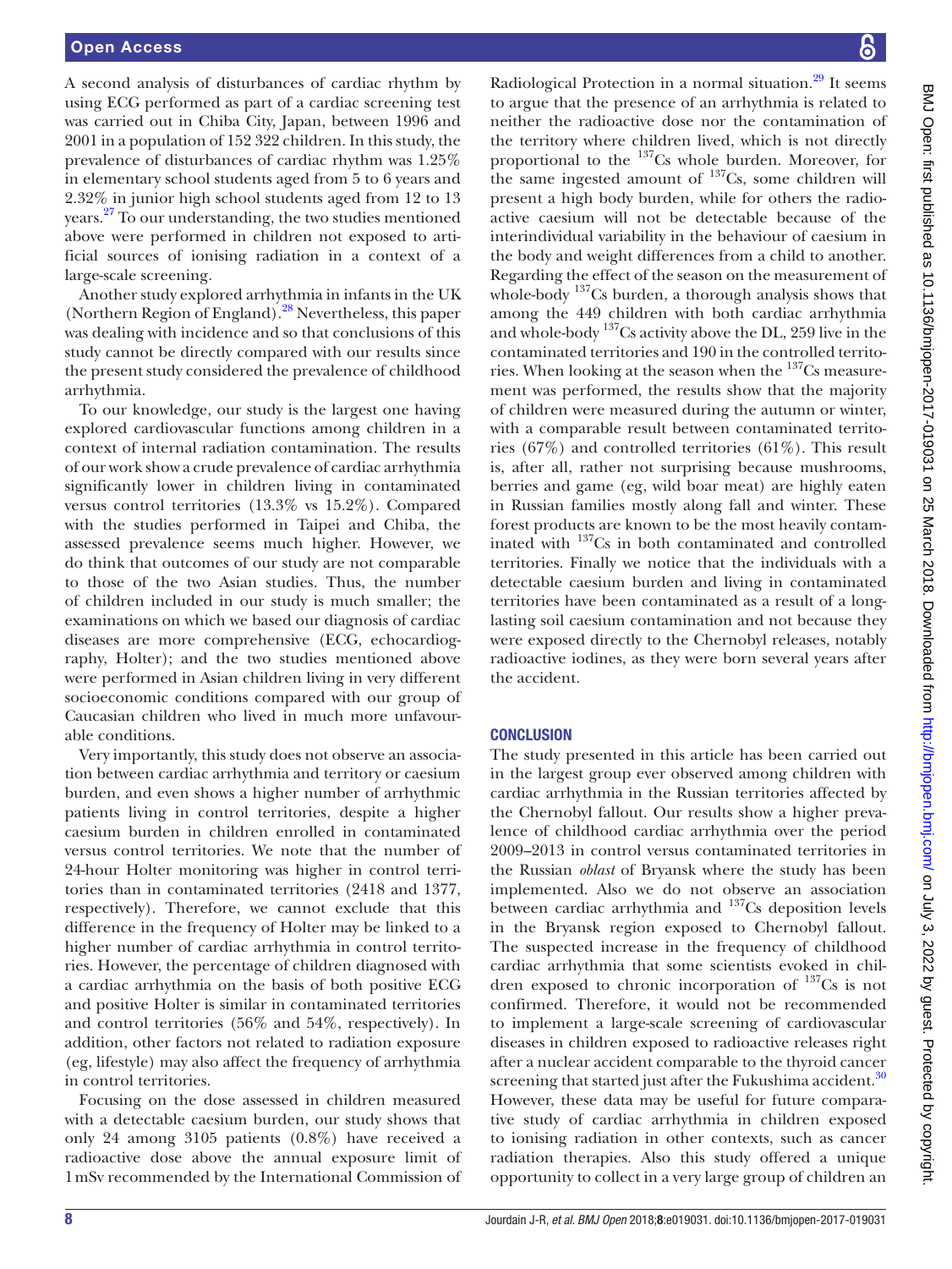A second analysis of disturbances of cardiac rhythm by using ECG performed as part of a cardiac screening test was carried out in Chiba City, Japan, between 1996 and 2001 in a population of 152 322 children. In this study, the prevalence of disturbances of cardiac rhythm was 1.25% in elementary school students aged from 5 to 6 years and 2.32% in junior high school students aged from 12 to 13 years.[27] To our understanding, the two studies mentioned above were performed in children not exposed to artificial sources of ionising radiation in a context of a large-scale screening.

Another study explored arrhythmia in infants in the UK (Northern Region of England).[28] Nevertheless, this paper was dealing with incidence and so that conclusions of this study cannot be directly compared with our results since the present study considered the prevalence of childhood arrhythmia.

To our knowledge, our study is the largest one having explored cardiovascular functions among children in a context of internal radiation contamination. The results of our work show a crude prevalence of cardiac arrhythmia significantly lower in children living in contaminated versus control territories (13.3% vs 15.2%). Compared with the studies performed in Taipei and Chiba, the assessed prevalence seems much higher. However, we do think that outcomes of our study are not comparable to those of the two Asian studies. Thus, the number of children included in our study is much smaller; the examinations on which we based our diagnosis of cardiac diseases are more comprehensive (ECG, echocardiography, Holter); and the two studies mentioned above were performed in Asian children living in very different socioeconomic conditions compared with our group of Caucasian children who lived in much more unfavourable conditions.

Very importantly, this study does not observe an association between cardiac arrhythmia and territory or caesium burden, and even shows a higher number of arrhythmic patients living in control territories, despite a higher caesium burden in children enrolled in contaminated versus control territories. We note that the number of 24-hour Holter monitoring was higher in control territories than in contaminated territories (2418 and 1377, respectively). Therefore, we cannot exclude that this difference in the frequency of Holter may be linked to a higher number of cardiac arrhythmia in control territories. However, the percentage of children diagnosed with a cardiac arrhythmia on the basis of both positive ECG and positive Holter is similar in contaminated territories and control territories (56% and 54%, respectively). In addition, other factors not related to radiation exposure (eg, lifestyle) may also affect the frequency of arrhythmia in control territories.

Focusing on the dose assessed in children measured with a detectable caesium burden, our study shows that only 24 among 3105 patients (0.8%) have received a radioactive dose above the annual exposure limit of 1 mSv recommended by the International Commission of Radiological Protection in a normal situation.[29] It seems to argue that the presence of an arrhythmia is related to neither the radioactive dose nor the contamination of the territory where children lived, which is not directly proportional to the $^{137}$Cs whole burden. Moreover, for the same ingested amount of $^{137}$Cs, some children will present a high body burden, while for others the radioactive caesium will not be detectable because of the interindividual variability in the behaviour of caesium in the body and weight differences from a child to another. Regarding the effect of the season on the measurement of whole-body $^{137}$Cs burden, a thorough analysis shows that among the 449 children with both cardiac arrhythmia and whole-body $^{137}$Cs activity above the DL, 259 live in the contaminated territories and 190 in the controlled territories. When looking at the season when the $^{137}$Cs measurement was performed, the results show that the majority of children were measured during the autumn or winter, with a comparable result between contaminated territories (67%) and controlled territories (61%). This result is, after all, rather not surprising because mushrooms, berries and game (eg, wild boar meat) are highly eaten in Russian families mostly along fall and winter. These forest products are known to be the most heavily contaminated with $^{137}$Cs in both contaminated and controlled territories. Finally we notice that the individuals with a detectable caesium burden and living in contaminated territories have been contaminated as a result of a long-lasting soil caesium contamination and not because they were exposed directly to the Chernobyl releases, notably radioactive iodines, as they were born several years after the accident.

## CONCLUSION

The study presented in this article has been carried out in the largest group ever observed among children with cardiac arrhythmia in the Russian territories affected by the Chernobyl fallout. Our results show a higher prevalence of childhood cardiac arrhythmia over the period 2009–2013 in control versus contaminated territories in the Russian *oblast* of Bryansk where the study has been implemented. Also we do not observe an association between cardiac arrhythmia and $^{137}$Cs deposition levels in the Bryansk region exposed to Chernobyl fallout. The suspected increase in the frequency of childhood cardiac arrhythmia that some scientists evoked in children exposed to chronic incorporation of $^{137}$Cs is not confirmed. Therefore, it would not be recommended to implement a large-scale screening of cardiovascular diseases in children exposed to radioactive releases right after a nuclear accident comparable to the thyroid cancer screening that started just after the Fukushima accident.[30] However, these data may be useful for future comparative study of cardiac arrhythmia in children exposed to ionising radiation in other contexts, such as cancer radiation therapies. Also this study offered a unique opportunity to collect in a very large group of children an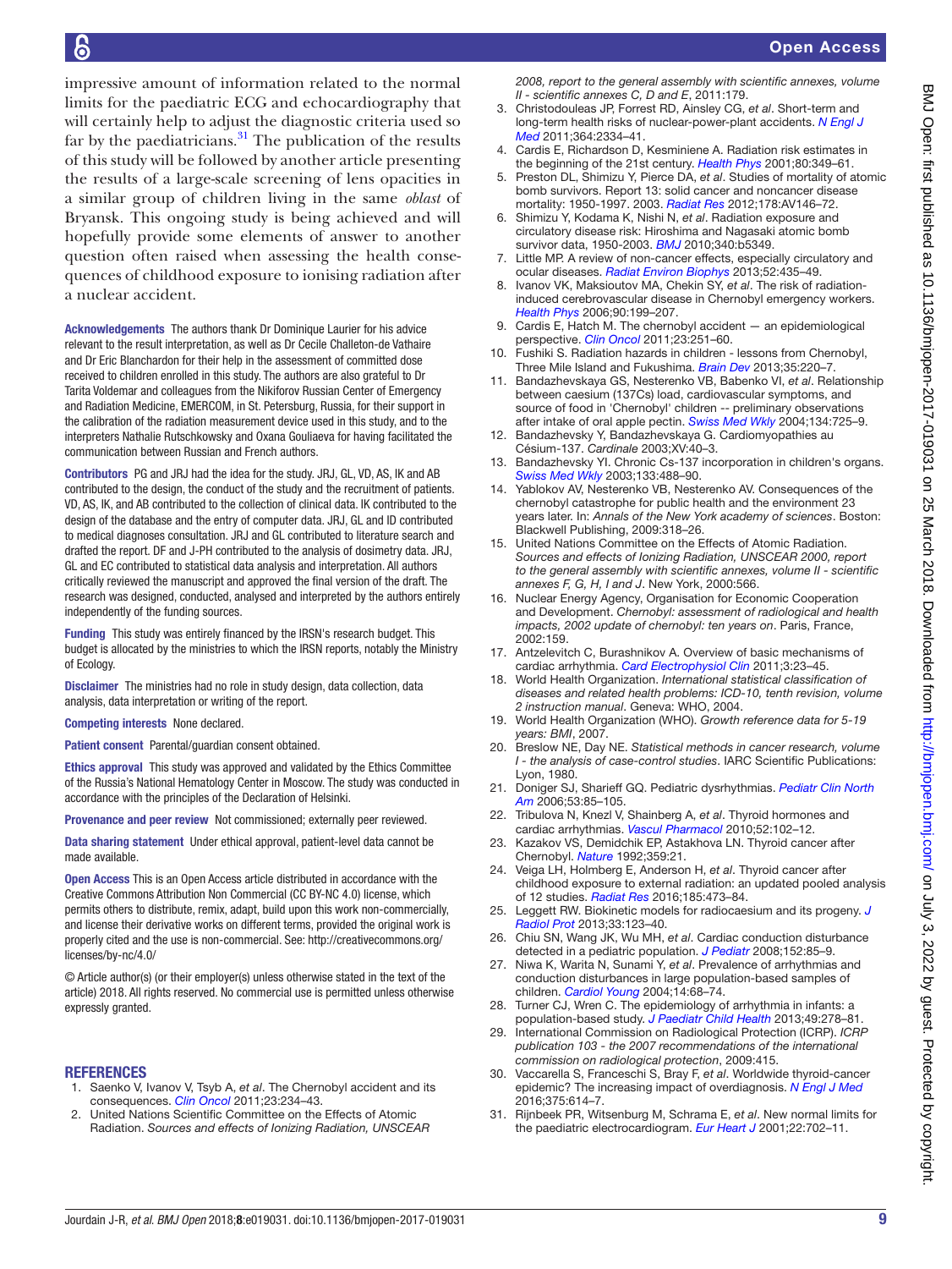impressive amount of information related to the normal limits for the paediatric ECG and echocardiography that will certainly help to adjust the diagnostic criteria used so far by the paediatricians.[31] The publication of the results of this study will be followed by another article presenting the results of a large-scale screening of lens opacities in a similar group of children living in the same *oblast* of Bryansk. This ongoing study is being achieved and will hopefully provide some elements of answer to another question often raised when assessing the health consequences of childhood exposure to ionising radiation after a nuclear accident.

**Acknowledgements** The authors thank Dr Dominique Laurier for his advice relevant to the result interpretation, as well as Dr Cecile Challeton-de Vathaire and Dr Eric Blanchardon for their help in the assessment of committed dose received to children enrolled in this study. The authors are also grateful to Dr Tarita Voldemar and colleagues from the Nikiforov Russian Center of Emergency and Radiation Medicine, EMERCOM, in St. Petersburg, Russia, for their support in the calibration of the radiation measurement device used in this study, and to the interpreters Nathalie Rutschkowsky and Oxana Gouliaeva for having facilitated the communication between Russian and French authors.

**Contributors** PG and JRJ had the idea for the study. JRJ, GL, VD, AS, IK and AB contributed to the design, the conduct of the study and the recruitment of patients. VD, AS, IK, and AB contributed to the collection of clinical data. IK contributed to the design of the database and the entry of computer data. JRJ, GL and ID contributed to medical diagnoses consultation. JRJ and GL contributed to literature search and drafted the report. DF and J-PH contributed to the analysis of dosimetry data. JRJ, GL and EC contributed to statistical data analysis and interpretation. All authors critically reviewed the manuscript and approved the final version of the draft. The research was designed, conducted, analysed and interpreted by the authors entirely independently of the funding sources.

**Funding** This study was entirely financed by the IRSN's research budget. This budget is allocated by the ministries to which the IRSN reports, notably the Ministry of Ecology.

**Disclaimer** The ministries had no role in study design, data collection, data analysis, data interpretation or writing of the report.

**Competing interests** None declared.

**Patient consent** Parental/guardian consent obtained.

**Ethics approval** This study was approved and validated by the Ethics Committee of the Russia's National Hematology Center in Moscow. The study was conducted in accordance with the principles of the Declaration of Helsinki.

**Provenance and peer review** Not commissioned; externally peer reviewed.

**Data sharing statement** Under ethical approval, patient-level data cannot be made available.

**Open Access** This is an Open Access article distributed in accordance with the Creative Commons Attribution Non Commercial (CC BY-NC 4.0) license, which permits others to distribute, remix, adapt, build upon this work non-commercially, and license their derivative works on different terms, provided the original work is properly cited and the use is non-commercial. See: http://creativecommons.org/licenses/by-nc/4.0/

© Article author(s) (or their employer(s) unless otherwise stated in the text of the article) 2018. All rights reserved. No commercial use is permitted unless otherwise expressly granted.

## REFERENCES

1. Saenko V, Ivanov V, Tsyb A, *et al*. The Chernobyl accident and its consequences. *Clin Oncol* 2011;23:234–43.
2. United Nations Scientific Committee on the Effects of Atomic Radiation. *Sources and effects of Ionizing Radiation, UNSCEAR 2008, report to the general assembly with scientific annexes, volume II - scientific annexes C, D and E*, 2011:179.
3. Christodouleas JP, Forrest RD, Ainsley CG, *et al*. Short-term and long-term health risks of nuclear-power-plant accidents. *N Engl J Med* 2011;364:2334–41.
4. Cardis E, Richardson D, Kesminiene A. Radiation risk estimates in the beginning of the 21st century. *Health Phys* 2001;80:349–61.
5. Preston DL, Shimizu Y, Pierce DA, *et al*. Studies of mortality of atomic bomb survivors. Report 13: solid cancer and noncancer disease mortality: 1950-1997. 2003. *Radiat Res* 2012;178:AV146–72.
6. Shimizu Y, Kodama K, Nishi N, *et al*. Radiation exposure and circulatory disease risk: Hiroshima and Nagasaki atomic bomb survivor data, 1950-2003. *BMJ* 2010;340:b5349.
7. Little MP. A review of non-cancer effects, especially circulatory and ocular diseases. *Radiat Environ Biophys* 2013;52:435–49.
8. Ivanov VK, Maksioutov MA, Chekin SY, *et al*. The risk of radiation-induced cerebrovascular disease in Chernobyl emergency workers. *Health Phys* 2006;90:199–207.
9. Cardis E, Hatch M. The chernobyl accident — an epidemiological perspective. *Clin Oncol* 2011;23:251–60.
10. Fushiki S. Radiation hazards in children - lessons from Chernobyl, Three Mile Island and Fukushima. *Brain Dev* 2013;35:220–7.
11. Bandazhevskaya GS, Nesterenko VB, Babenko VI, *et al*. Relationship between caesium (137Cs) load, cardiovascular symptoms, and source of food in 'Chernobyl' children -- preliminary observations after intake of oral apple pectin. *Swiss Med Wkly* 2004;134:725–9.
12. Bandazhevsky Y, Bandazhevskaya G. Cardiomyopathies au Césium-137. *Cardinale* 2003;XV:40–3.
13. Bandazhevsky YI. Chronic Cs-137 incorporation in children's organs. *Swiss Med Wkly* 2003;133:488–90.
14. Yablokov AV, Nesterenko VB, Nesterenko AV. Consequences of the chernobyl catastrophe for public health and the environment 23 years later. In: *Annals of the New York academy of sciences*. Boston: Blackwell Publishing, 2009:318–26.
15. United Nations Committee on the Effects of Atomic Radiation. *Sources and effects of Ionizing Radiation, UNSCEAR 2000, report to the general assembly with scientific annexes, volume II - scientific annexes F, G, H, I and J*. New York, 2000:566.
16. Nuclear Energy Agency, Organisation for Economic Cooperation and Development. *Chernobyl: assessment of radiological and health impacts, 2002 update of chernobyl: ten years on*. Paris, France, 2002:159.
17. Antzelevitch C, Burashnikov A. Overview of basic mechanisms of cardiac arrhythmia. *Card Electrophysiol Clin* 2011;3:23–45.
18. World Health Organization. *International statistical classification of diseases and related health problems: ICD-10, tenth revision, volume 2 instruction manual*. Geneva: WHO, 2004.
19. World Health Organization (WHO). *Growth reference data for 5-19 years: BMI*, 2007.
20. Breslow NE, Day NE. *Statistical methods in cancer research, volume I - the analysis of case-control studies*. IARC Scientific Publications: Lyon, 1980.
21. Doniger SJ, Sharieff GQ. Pediatric dysrhythmias. *Pediatr Clin North Am* 2006;53:85–105.
22. Tribulova N, Knezl V, Shainberg A, *et al*. Thyroid hormones and cardiac arrhythmias. *Vascul Pharmacol* 2010;52:102–12.
23. Kazakov VS, Demidchik EP, Astakhova LN. Thyroid cancer after Chernobyl. *Nature* 1992;359:21.
24. Veiga LH, Holmberg E, Anderson H, *et al*. Thyroid cancer after childhood exposure to external radiation: an updated pooled analysis of 12 studies. *Radiat Res* 2016;185:473–84.
25. Leggett RW. Biokinetic models for radiocaesium and its progeny. *J Radiol Prot* 2013;33:123–40.
26. Chiu SN, Wang JK, Wu MH, *et al*. Cardiac conduction disturbance detected in a pediatric population. *J Pediatr* 2008;152:85–9.
27. Niwa K, Warita N, Sunami Y, *et al*. Prevalence of arrhythmias and conduction disturbances in large population-based samples of children. *Cardiol Young* 2004;14:68–74.
28. Turner CJ, Wren C. The epidemiology of arrhythmia in infants: a population-based study. *J Paediatr Child Health* 2013;49:278–81.
29. International Commission on Radiological Protection (ICRP). *ICRP publication 103 - the 2007 recommendations of the international commission on radiological protection*, 2009:415.
30. Vaccarella S, Franceschi S, Bray F, *et al*. Worldwide thyroid-cancer epidemic? The increasing impact of overdiagnosis. *N Engl J Med* 2016;375:614–7.
31. Rijnbeek PR, Witsenburg M, Schrama E, *et al*. New normal limits for the paediatric electrocardiogram. *Eur Heart J* 2001;22:702–11.